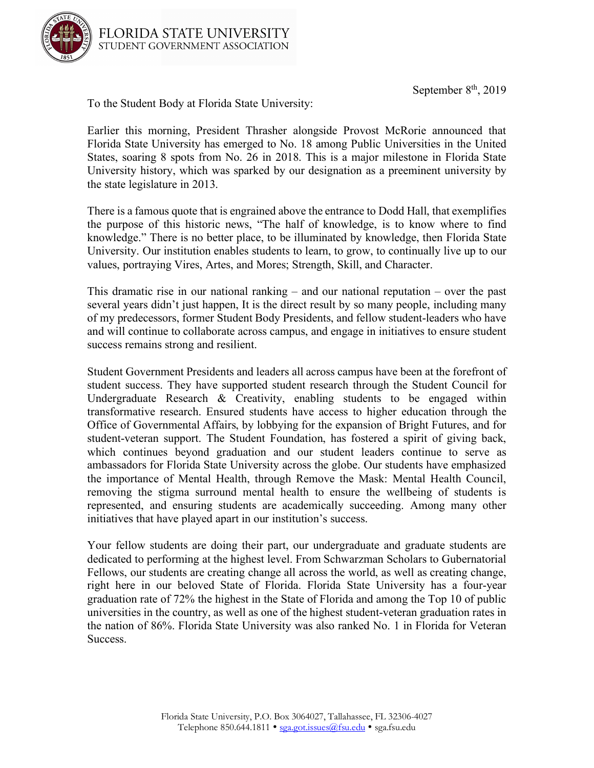FLORIDA STATE UNIVERSITY
STUDENT GOVERNMENT ASSOCIATION

September 8th, 2019

To the Student Body at Florida State University:

Earlier this morning, President Thrasher alongside Provost McRorie announced that Florida State University has emerged to No. 18 among Public Universities in the United States, soaring 8 spots from No. 26 in 2018. This is a major milestone in Florida State University history, which was sparked by our designation as a preeminent university by the state legislature in 2013.

There is a famous quote that is engrained above the entrance to Dodd Hall, that exemplifies the purpose of this historic news, "The half of knowledge, is to know where to find knowledge." There is no better place, to be illuminated by knowledge, then Florida State University. Our institution enables students to learn, to grow, to continually live up to our values, portraying Vires, Artes, and Mores; Strength, Skill, and Character.

This dramatic rise in our national ranking – and our national reputation – over the past several years didn't just happen, It is the direct result by so many people, including many of my predecessors, former Student Body Presidents, and fellow student-leaders who have and will continue to collaborate across campus, and engage in initiatives to ensure student success remains strong and resilient.

Student Government Presidents and leaders all across campus have been at the forefront of student success. They have supported student research through the Student Council for Undergraduate Research & Creativity, enabling students to be engaged within transformative research. Ensured students have access to higher education through the Office of Governmental Affairs, by lobbying for the expansion of Bright Futures, and for student-veteran support. The Student Foundation, has fostered a spirit of giving back, which continues beyond graduation and our student leaders continue to serve as ambassadors for Florida State University across the globe. Our students have emphasized the importance of Mental Health, through Remove the Mask: Mental Health Council, removing the stigma surround mental health to ensure the wellbeing of students is represented, and ensuring students are academically succeeding. Among many other initiatives that have played apart in our institution's success.

Your fellow students are doing their part, our undergraduate and graduate students are dedicated to performing at the highest level. From Schwarzman Scholars to Gubernatorial Fellows, our students are creating change all across the world, as well as creating change, right here in our beloved State of Florida. Florida State University has a four-year graduation rate of 72% the highest in the State of Florida and among the Top 10 of public universities in the country, as well as one of the highest student-veteran graduation rates in the nation of 86%. Florida State University was also ranked No. 1 in Florida for Veteran Success.

Florida State University, P.O. Box 3064027, Tallahassee, FL 32306-4027
Telephone 850.644.1811 • sga.got.issues@fsu.edu • sga.fsu.edu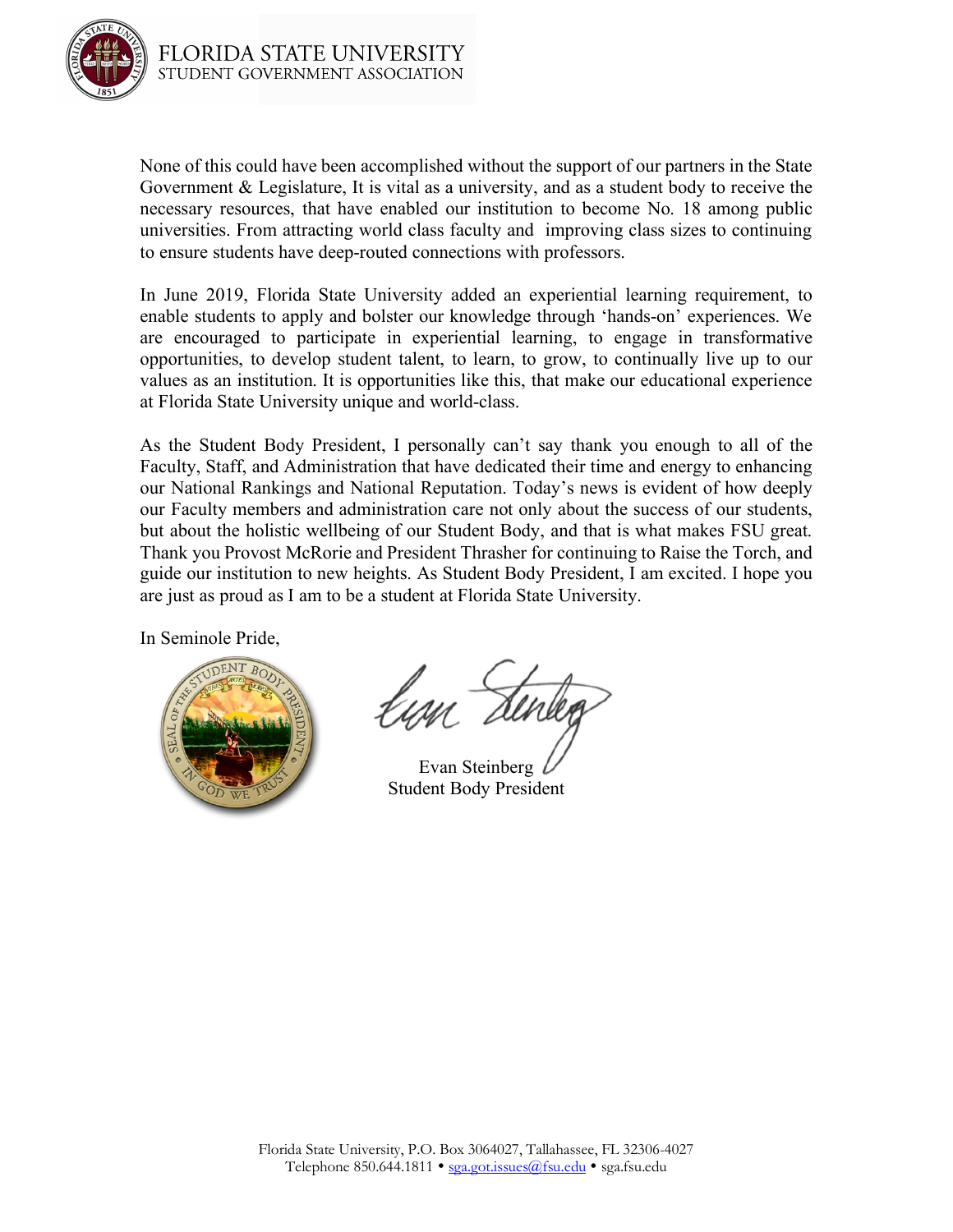FLORIDA STATE UNIVERSITY
STUDENT GOVERNMENT ASSOCIATION

None of this could have been accomplished without the support of our partners in the State Government & Legislature, It is vital as a university, and as a student body to receive the necessary resources, that have enabled our institution to become No. 18 among public universities. From attracting world class faculty and improving class sizes to continuing to ensure students have deep-routed connections with professors.

In June 2019, Florida State University added an experiential learning requirement, to enable students to apply and bolster our knowledge through 'hands-on' experiences. We are encouraged to participate in experiential learning, to engage in transformative opportunities, to develop student talent, to learn, to grow, to continually live up to our values as an institution. It is opportunities like this, that make our educational experience at Florida State University unique and world-class.

As the Student Body President, I personally can't say thank you enough to all of the Faculty, Staff, and Administration that have dedicated their time and energy to enhancing our National Rankings and National Reputation. Today's news is evident of how deeply our Faculty members and administration care not only about the success of our students, but about the holistic wellbeing of our Student Body, and that is what makes FSU great. Thank you Provost McRorie and President Thrasher for continuing to Raise the Torch, and guide our institution to new heights. As Student Body President, I am excited. I hope you are just as proud as I am to be a student at Florida State University.

In Seminole Pride,

Evan Steinberg
Student Body President

Florida State University, P.O. Box 3064027, Tallahassee, FL 32306-4027
Telephone 850.644.1811 • sga.got.issues@fsu.edu • sga.fsu.edu